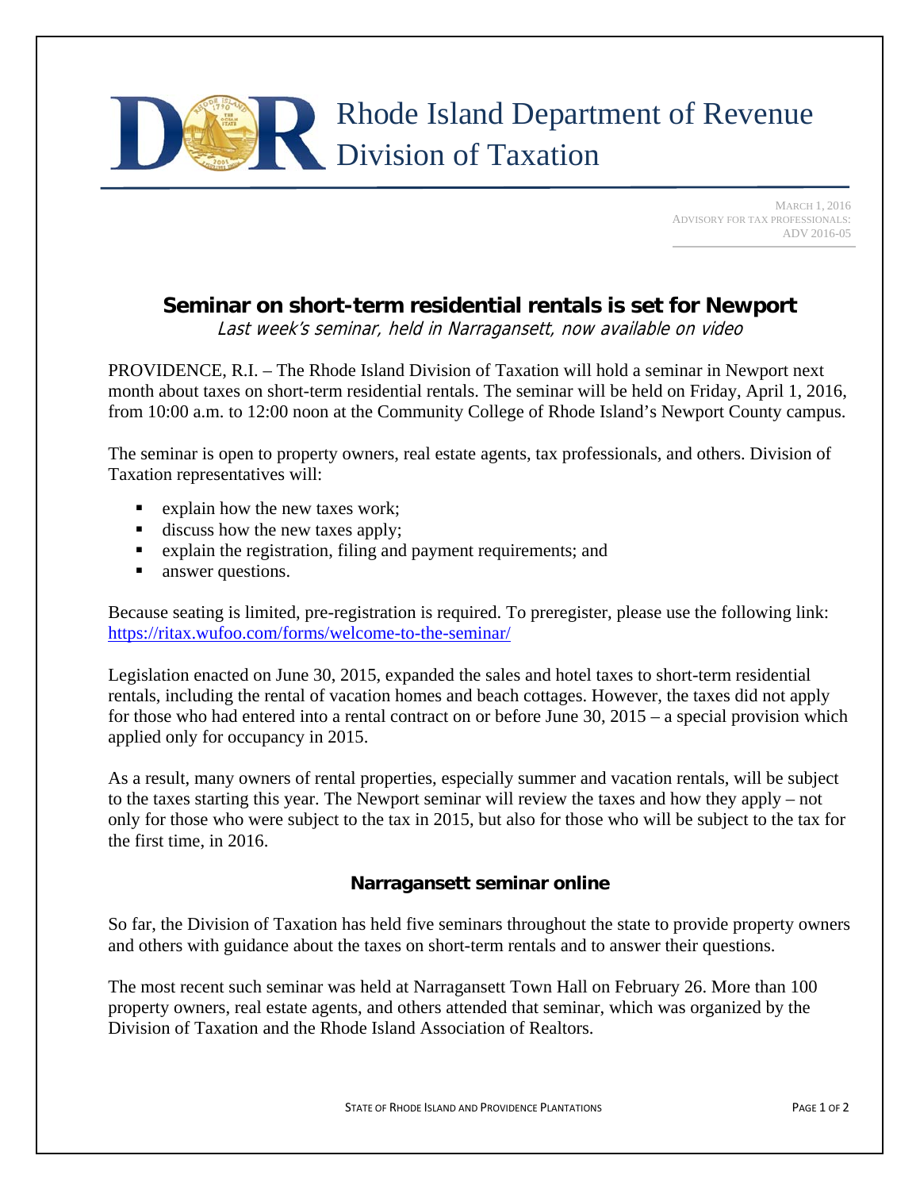Rhode Island Department of Revenue
Division of Taxation

MARCH 1, 2016
ADVISORY FOR TAX PROFESSIONALS:
ADV 2016-05

# Seminar on short-term residential rentals is set for Newport

*Last week's seminar, held in Narragansett, now available on video*

PROVIDENCE, R.I. – The Rhode Island Division of Taxation will hold a seminar in Newport next month about taxes on short-term residential rentals. The seminar will be held on Friday, April 1, 2016, from 10:00 a.m. to 12:00 noon at the Community College of Rhode Island's Newport County campus.

The seminar is open to property owners, real estate agents, tax professionals, and others. Division of Taxation representatives will:

- explain how the new taxes work;
- discuss how the new taxes apply;
- explain the registration, filing and payment requirements; and
- answer questions.

Because seating is limited, pre-registration is required. To preregister, please use the following link: https://ritax.wufoo.com/forms/welcome-to-the-seminar/

Legislation enacted on June 30, 2015, expanded the sales and hotel taxes to short-term residential rentals, including the rental of vacation homes and beach cottages. However, the taxes did not apply for those who had entered into a rental contract on or before June 30, 2015 – a special provision which applied only for occupancy in 2015.

As a result, many owners of rental properties, especially summer and vacation rentals, will be subject to the taxes starting this year. The Newport seminar will review the taxes and how they apply – not only for those who were subject to the tax in 2015, but also for those who will be subject to the tax for the first time, in 2016.

## Narragansett seminar online

So far, the Division of Taxation has held five seminars throughout the state to provide property owners and others with guidance about the taxes on short-term rentals and to answer their questions.

The most recent such seminar was held at Narragansett Town Hall on February 26. More than 100 property owners, real estate agents, and others attended that seminar, which was organized by the Division of Taxation and the Rhode Island Association of Realtors.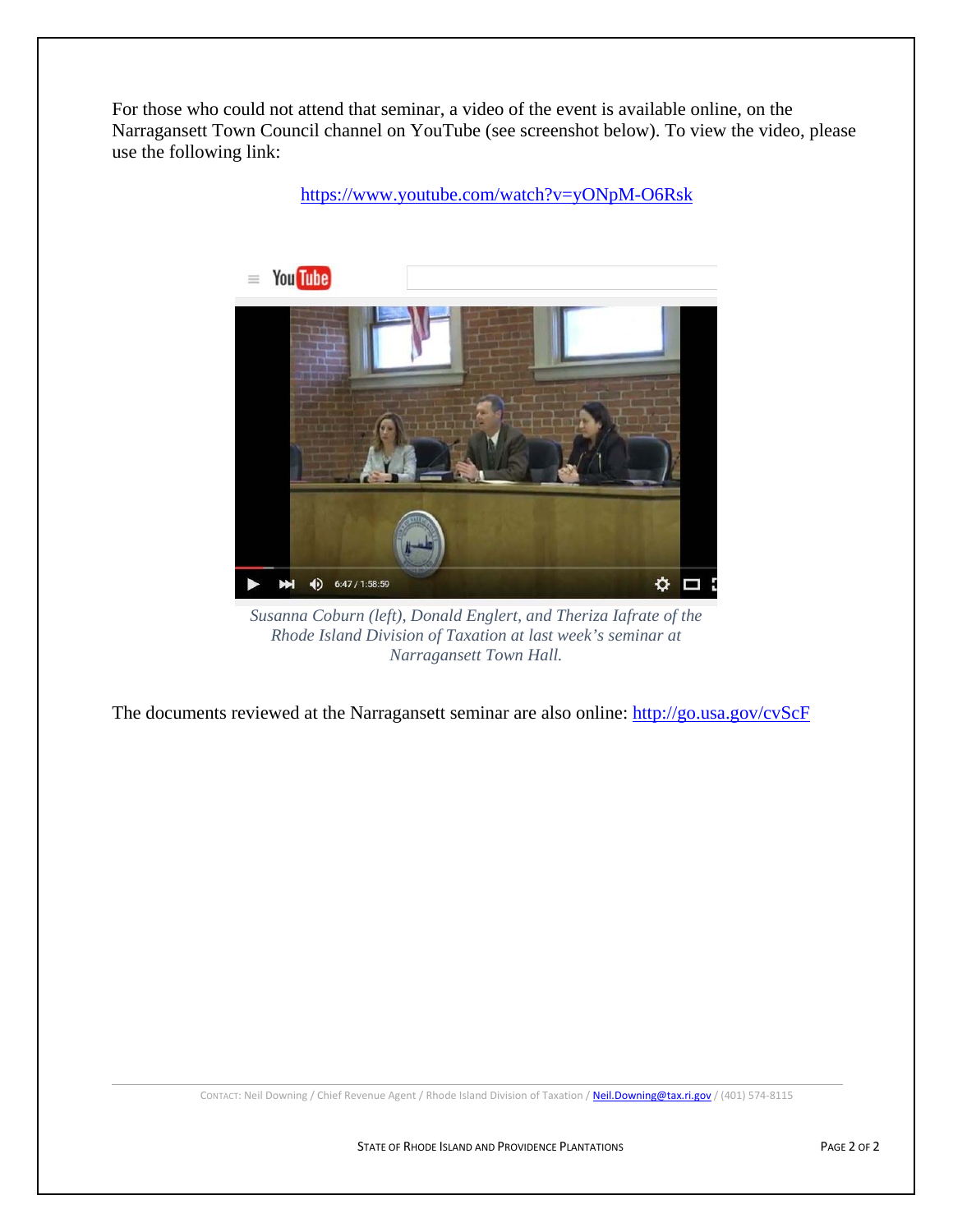For those who could not attend that seminar, a video of the event is available online, on the Narragansett Town Council channel on YouTube (see screenshot below). To view the video, please use the following link:

https://www.youtube.com/watch?v=yONpM-O6Rsk

*Susanna Coburn (left), Donald Englert, and Theriza Iafrate of the Rhode Island Division of Taxation at last week's seminar at Narragansett Town Hall.*

The documents reviewed at the Narragansett seminar are also online: http://go.usa.gov/cvScF

CONTACT: Neil Downing / Chief Revenue Agent / Rhode Island Division of Taxation / Neil.Downing@tax.ri.gov / (401) 574-8115